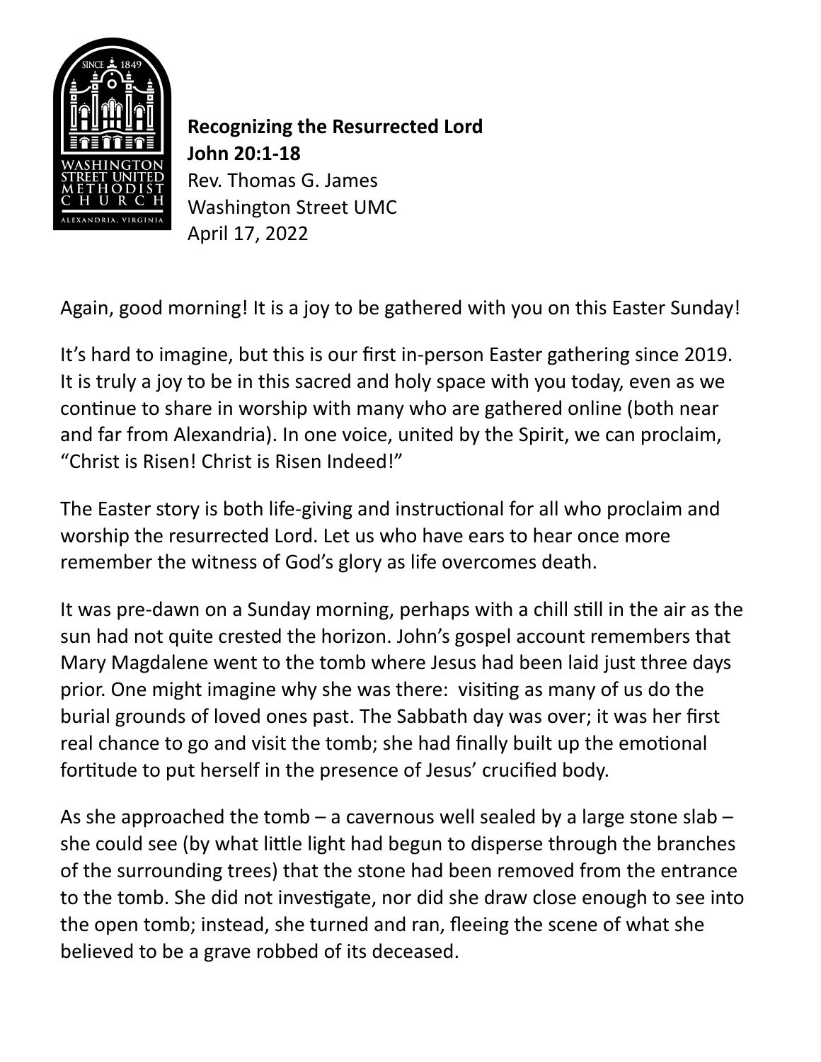**Recognizing the Resurrected Lord**
**John 20:1-18**
Rev. Thomas G. James
Washington Street UMC
April 17, 2022

Again, good morning! It is a joy to be gathered with you on this Easter Sunday!

It's hard to imagine, but this is our first in-person Easter gathering since 2019. It is truly a joy to be in this sacred and holy space with you today, even as we continue to share in worship with many who are gathered online (both near and far from Alexandria). In one voice, united by the Spirit, we can proclaim, "Christ is Risen! Christ is Risen Indeed!"

The Easter story is both life-giving and instructional for all who proclaim and worship the resurrected Lord. Let us who have ears to hear once more remember the witness of God's glory as life overcomes death.

It was pre-dawn on a Sunday morning, perhaps with a chill still in the air as the sun had not quite crested the horizon. John's gospel account remembers that Mary Magdalene went to the tomb where Jesus had been laid just three days prior. One might imagine why she was there: visiting as many of us do the burial grounds of loved ones past. The Sabbath day was over; it was her first real chance to go and visit the tomb; she had finally built up the emotional fortitude to put herself in the presence of Jesus' crucified body.

As she approached the tomb – a cavernous well sealed by a large stone slab – she could see (by what little light had begun to disperse through the branches of the surrounding trees) that the stone had been removed from the entrance to the tomb. She did not investigate, nor did she draw close enough to see into the open tomb; instead, she turned and ran, fleeing the scene of what she believed to be a grave robbed of its deceased.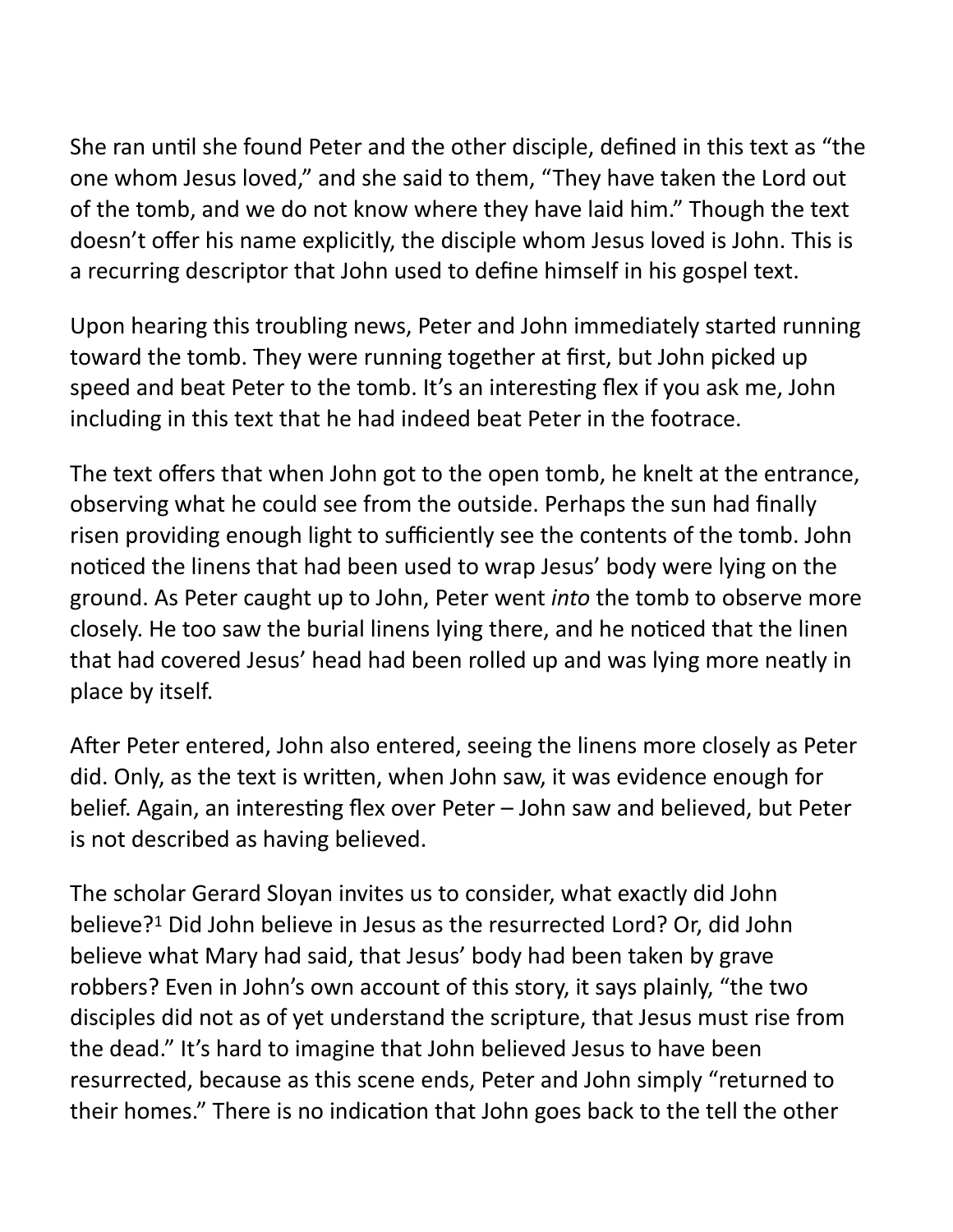She ran until she found Peter and the other disciple, defined in this text as "the one whom Jesus loved," and she said to them, "They have taken the Lord out of the tomb, and we do not know where they have laid him." Though the text doesn't offer his name explicitly, the disciple whom Jesus loved is John. This is a recurring descriptor that John used to define himself in his gospel text.

Upon hearing this troubling news, Peter and John immediately started running toward the tomb. They were running together at first, but John picked up speed and beat Peter to the tomb. It's an interesting flex if you ask me, John including in this text that he had indeed beat Peter in the footrace.

The text offers that when John got to the open tomb, he knelt at the entrance, observing what he could see from the outside. Perhaps the sun had finally risen providing enough light to sufficiently see the contents of the tomb. John noticed the linens that had been used to wrap Jesus' body were lying on the ground. As Peter caught up to John, Peter went *into* the tomb to observe more closely. He too saw the burial linens lying there, and he noticed that the linen that had covered Jesus' head had been rolled up and was lying more neatly in place by itself.

After Peter entered, John also entered, seeing the linens more closely as Peter did. Only, as the text is written, when John saw, it was evidence enough for belief. Again, an interesting flex over Peter – John saw and believed, but Peter is not described as having believed.

The scholar Gerard Sloyan invites us to consider, what exactly did John believe?[1] Did John believe in Jesus as the resurrected Lord? Or, did John believe what Mary had said, that Jesus' body had been taken by grave robbers? Even in John's own account of this story, it says plainly, "the two disciples did not as of yet understand the scripture, that Jesus must rise from the dead." It's hard to imagine that John believed Jesus to have been resurrected, because as this scene ends, Peter and John simply "returned to their homes." There is no indication that John goes back to the tell the other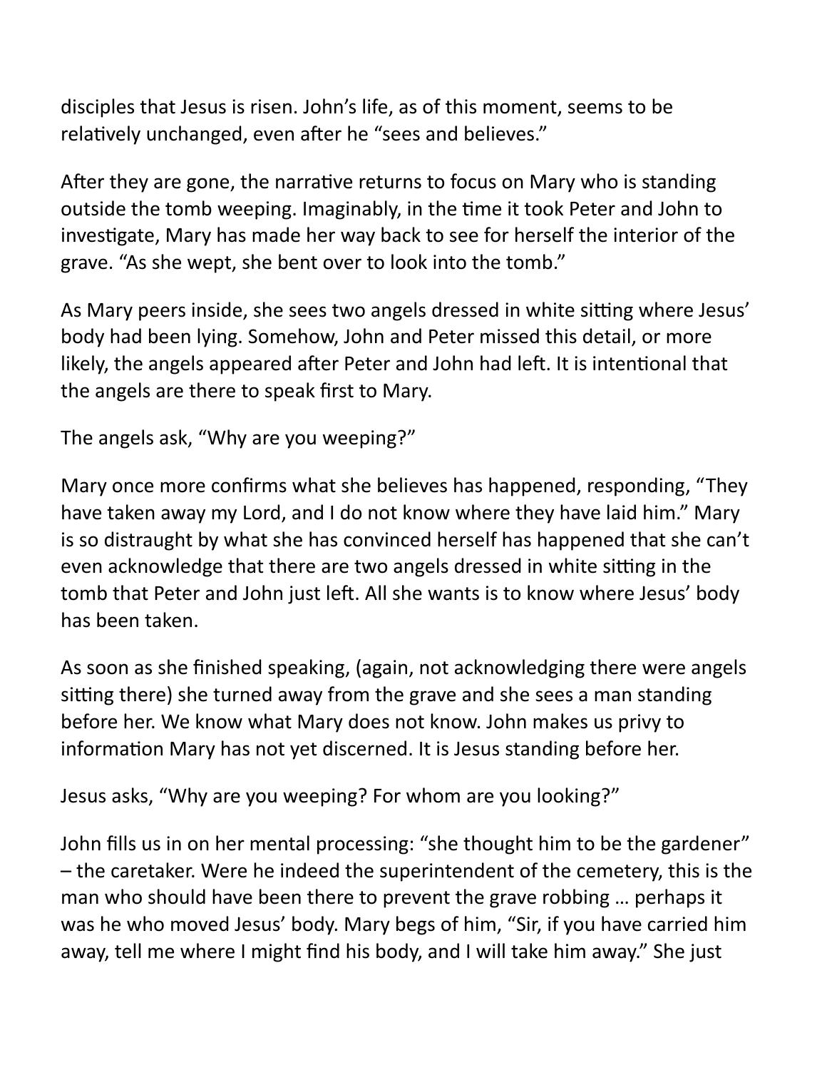disciples that Jesus is risen. John's life, as of this moment, seems to be relatively unchanged, even after he "sees and believes."

After they are gone, the narrative returns to focus on Mary who is standing outside the tomb weeping. Imaginably, in the time it took Peter and John to investigate, Mary has made her way back to see for herself the interior of the grave. "As she wept, she bent over to look into the tomb."

As Mary peers inside, she sees two angels dressed in white sitting where Jesus' body had been lying. Somehow, John and Peter missed this detail, or more likely, the angels appeared after Peter and John had left. It is intentional that the angels are there to speak first to Mary.

The angels ask, "Why are you weeping?"

Mary once more confirms what she believes has happened, responding, "They have taken away my Lord, and I do not know where they have laid him." Mary is so distraught by what she has convinced herself has happened that she can't even acknowledge that there are two angels dressed in white sitting in the tomb that Peter and John just left. All she wants is to know where Jesus' body has been taken.

As soon as she finished speaking, (again, not acknowledging there were angels sitting there) she turned away from the grave and she sees a man standing before her. We know what Mary does not know. John makes us privy to information Mary has not yet discerned. It is Jesus standing before her.

Jesus asks, "Why are you weeping? For whom are you looking?"

John fills us in on her mental processing: "she thought him to be the gardener" – the caretaker. Were he indeed the superintendent of the cemetery, this is the man who should have been there to prevent the grave robbing … perhaps it was he who moved Jesus' body. Mary begs of him, "Sir, if you have carried him away, tell me where I might find his body, and I will take him away." She just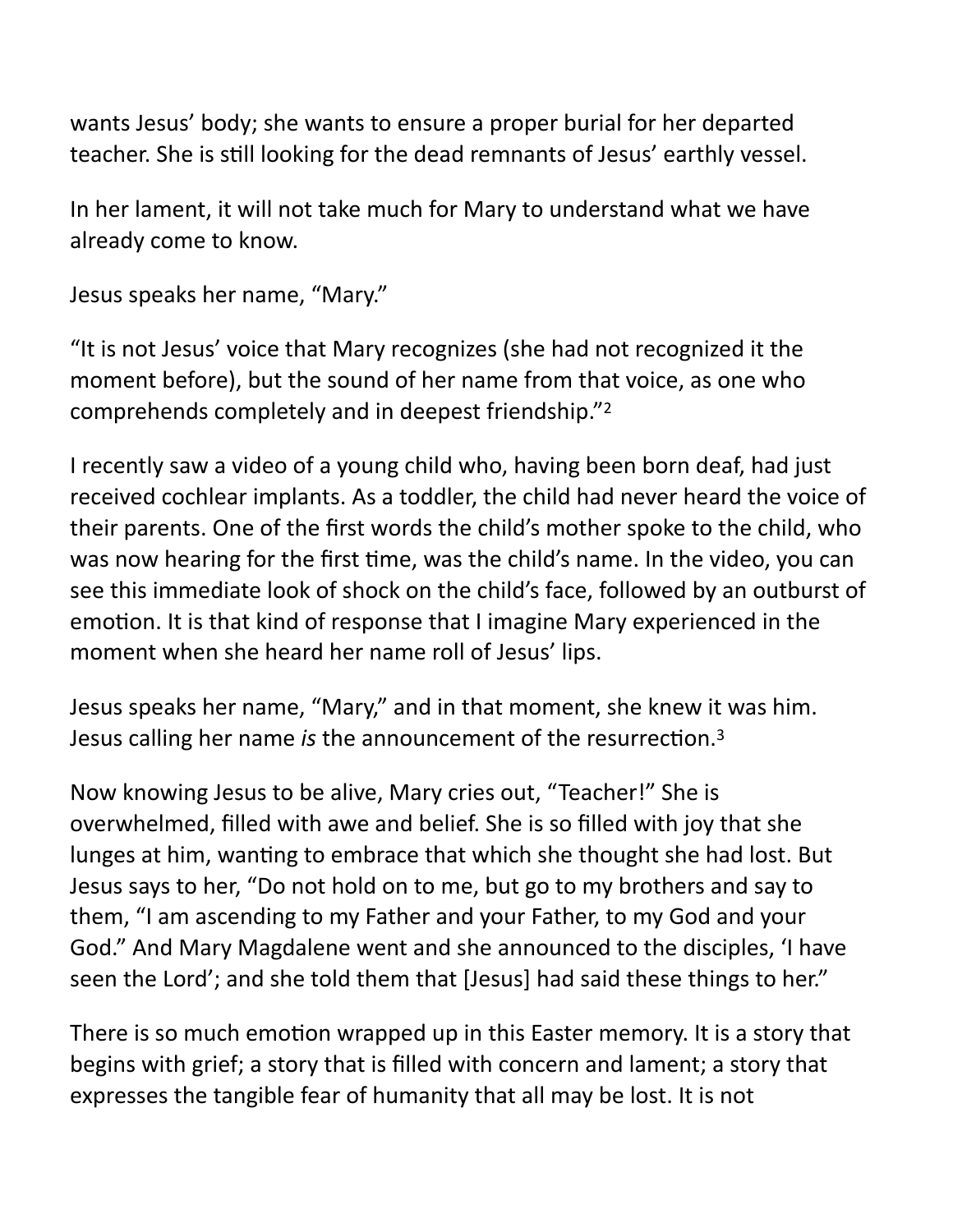wants Jesus' body; she wants to ensure a proper burial for her departed teacher. She is still looking for the dead remnants of Jesus' earthly vessel.

In her lament, it will not take much for Mary to understand what we have already come to know.

Jesus speaks her name, "Mary."

"It is not Jesus' voice that Mary recognizes (she had not recognized it the moment before), but the sound of her name from that voice, as one who comprehends completely and in deepest friendship."[2]

I recently saw a video of a young child who, having been born deaf, had just received cochlear implants. As a toddler, the child had never heard the voice of their parents. One of the first words the child's mother spoke to the child, who was now hearing for the first time, was the child's name. In the video, you can see this immediate look of shock on the child's face, followed by an outburst of emotion. It is that kind of response that I imagine Mary experienced in the moment when she heard her name roll of Jesus' lips.

Jesus speaks her name, "Mary," and in that moment, she knew it was him. Jesus calling her name *is* the announcement of the resurrection.[3]

Now knowing Jesus to be alive, Mary cries out, "Teacher!" She is overwhelmed, filled with awe and belief. She is so filled with joy that she lunges at him, wanting to embrace that which she thought she had lost. But Jesus says to her, "Do not hold on to me, but go to my brothers and say to them, "I am ascending to my Father and your Father, to my God and your God." And Mary Magdalene went and she announced to the disciples, 'I have seen the Lord'; and she told them that [Jesus] had said these things to her."

There is so much emotion wrapped up in this Easter memory. It is a story that begins with grief; a story that is filled with concern and lament; a story that expresses the tangible fear of humanity that all may be lost. It is not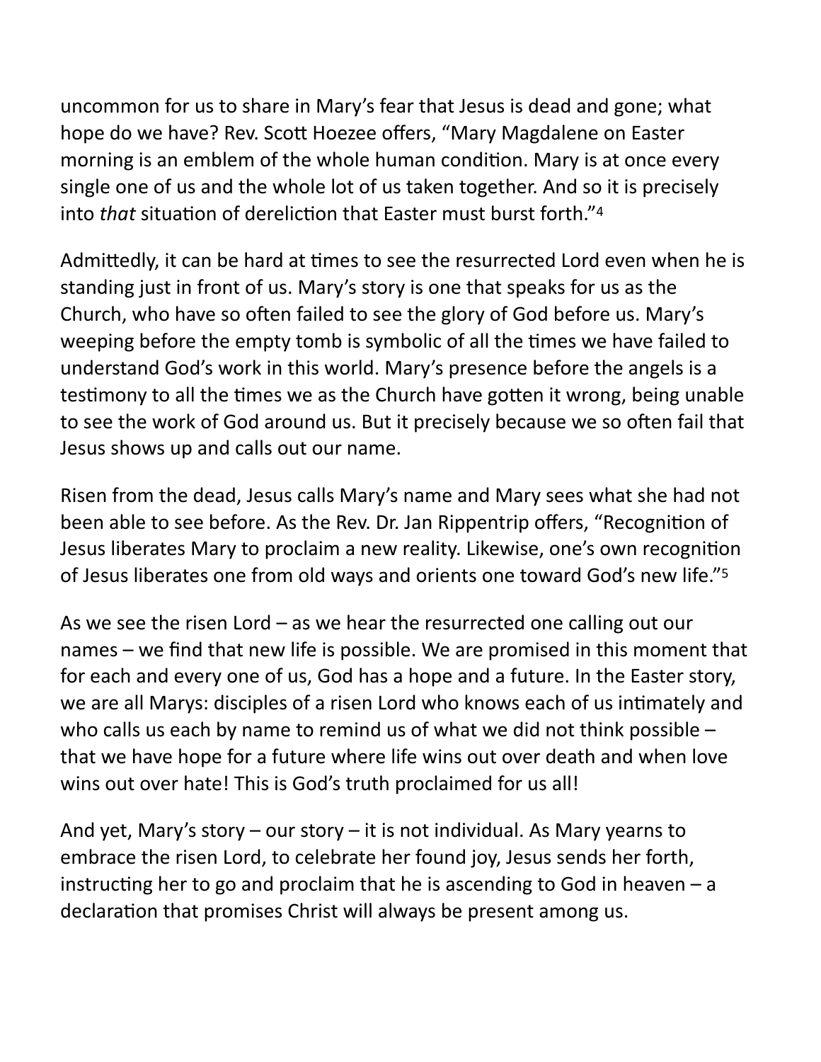uncommon for us to share in Mary's fear that Jesus is dead and gone; what hope do we have? Rev. Scott Hoezee offers, "Mary Magdalene on Easter morning is an emblem of the whole human condition. Mary is at once every single one of us and the whole lot of us taken together. And so it is precisely into *that* situation of dereliction that Easter must burst forth."[4]

Admittedly, it can be hard at times to see the resurrected Lord even when he is standing just in front of us. Mary's story is one that speaks for us as the Church, who have so often failed to see the glory of God before us. Mary's weeping before the empty tomb is symbolic of all the times we have failed to understand God's work in this world. Mary's presence before the angels is a testimony to all the times we as the Church have gotten it wrong, being unable to see the work of God around us. But it precisely because we so often fail that Jesus shows up and calls out our name.

Risen from the dead, Jesus calls Mary's name and Mary sees what she had not been able to see before. As the Rev. Dr. Jan Rippentrip offers, "Recognition of Jesus liberates Mary to proclaim a new reality. Likewise, one's own recognition of Jesus liberates one from old ways and orients one toward God's new life."[5]

As we see the risen Lord – as we hear the resurrected one calling out our names – we find that new life is possible. We are promised in this moment that for each and every one of us, God has a hope and a future. In the Easter story, we are all Marys: disciples of a risen Lord who knows each of us intimately and who calls us each by name to remind us of what we did not think possible – that we have hope for a future where life wins out over death and when love wins out over hate! This is God's truth proclaimed for us all!

And yet, Mary's story – our story – it is not individual. As Mary yearns to embrace the risen Lord, to celebrate her found joy, Jesus sends her forth, instructing her to go and proclaim that he is ascending to God in heaven – a declaration that promises Christ will always be present among us.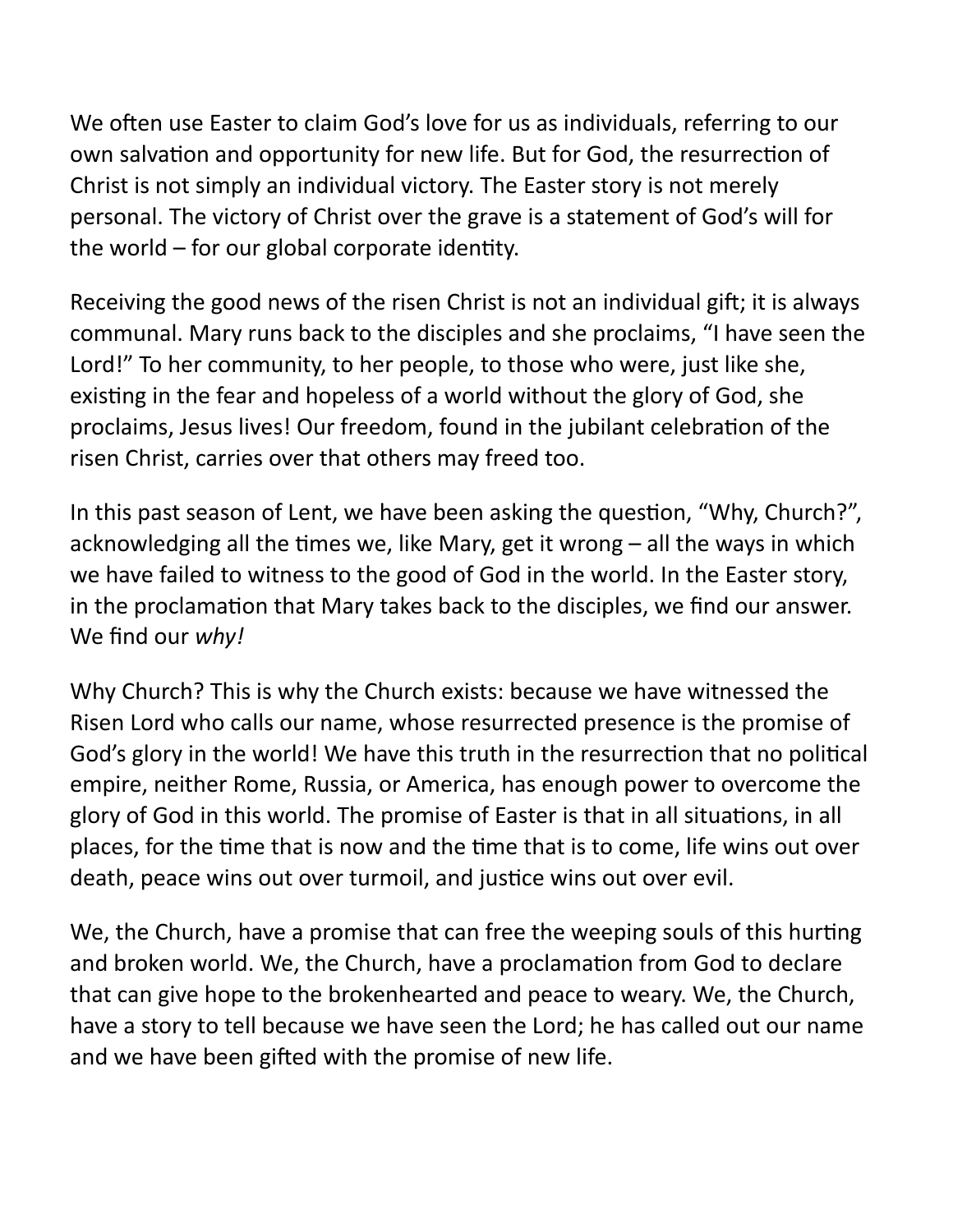We often use Easter to claim God's love for us as individuals, referring to our own salvation and opportunity for new life. But for God, the resurrection of Christ is not simply an individual victory. The Easter story is not merely personal. The victory of Christ over the grave is a statement of God's will for the world – for our global corporate identity.

Receiving the good news of the risen Christ is not an individual gift; it is always communal. Mary runs back to the disciples and she proclaims, "I have seen the Lord!" To her community, to her people, to those who were, just like she, existing in the fear and hopeless of a world without the glory of God, she proclaims, Jesus lives! Our freedom, found in the jubilant celebration of the risen Christ, carries over that others may freed too.

In this past season of Lent, we have been asking the question, "Why, Church?", acknowledging all the times we, like Mary, get it wrong – all the ways in which we have failed to witness to the good of God in the world. In the Easter story, in the proclamation that Mary takes back to the disciples, we find our answer. We find our *why!*

Why Church? This is why the Church exists: because we have witnessed the Risen Lord who calls our name, whose resurrected presence is the promise of God's glory in the world! We have this truth in the resurrection that no political empire, neither Rome, Russia, or America, has enough power to overcome the glory of God in this world. The promise of Easter is that in all situations, in all places, for the time that is now and the time that is to come, life wins out over death, peace wins out over turmoil, and justice wins out over evil.

We, the Church, have a promise that can free the weeping souls of this hurting and broken world. We, the Church, have a proclamation from God to declare that can give hope to the brokenhearted and peace to weary. We, the Church, have a story to tell because we have seen the Lord; he has called out our name and we have been gifted with the promise of new life.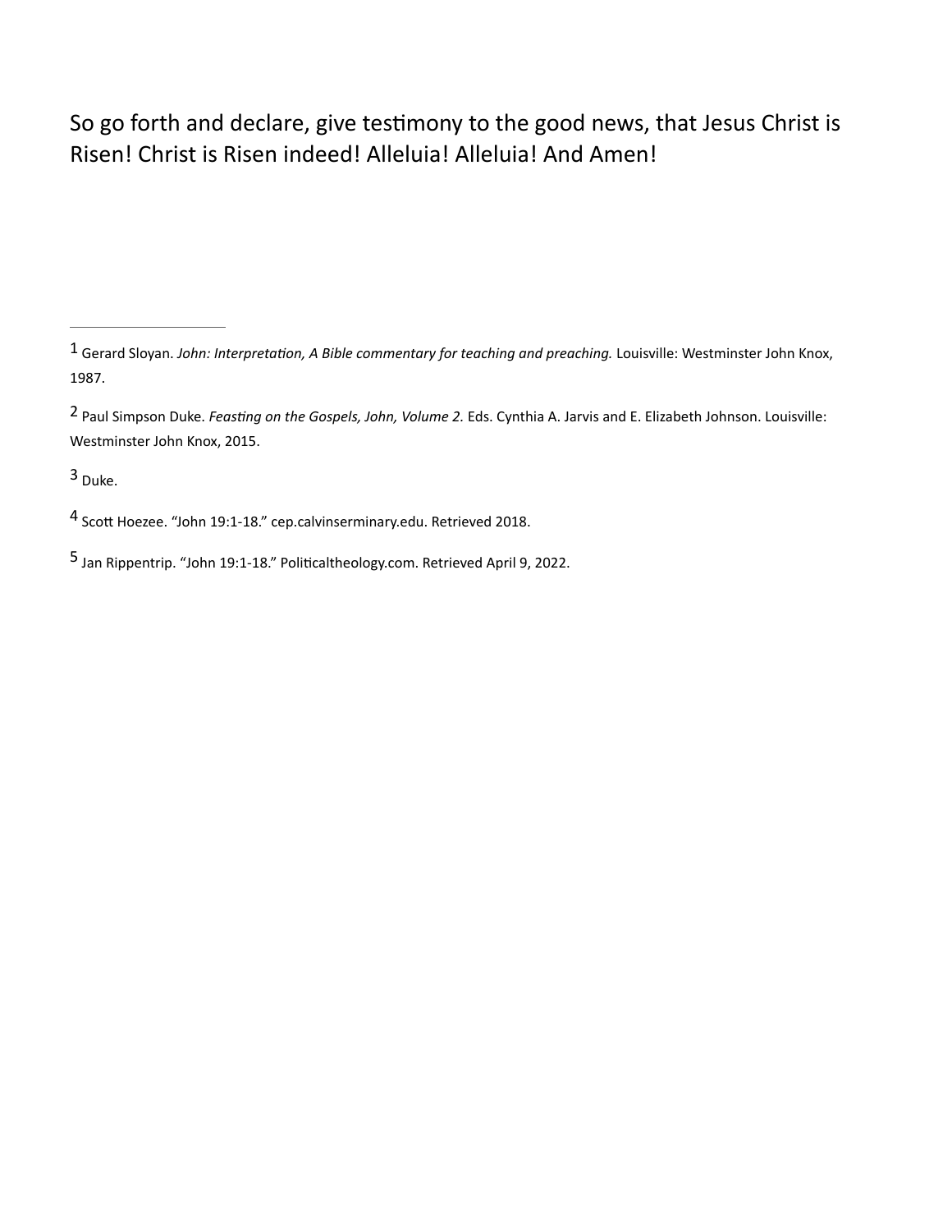So go forth and declare, give testimony to the good news, that Jesus Christ is Risen! Christ is Risen indeed! Alleluia! Alleluia! And Amen!

---

[1] Gerard Sloyan. *John: Interpretation, A Bible commentary for teaching and preaching.* Louisville: Westminster John Knox, 1987.

[2] Paul Simpson Duke. *Feasting on the Gospels, John, Volume 2.* Eds. Cynthia A. Jarvis and E. Elizabeth Johnson. Louisville: Westminster John Knox, 2015.

[3] Duke.

[4] Scott Hoezee. "John 19:1-18." cep.calvinserminary.edu. Retrieved 2018.

[5] Jan Rippentrip. "John 19:1-18." Politicaltheology.com. Retrieved April 9, 2022.